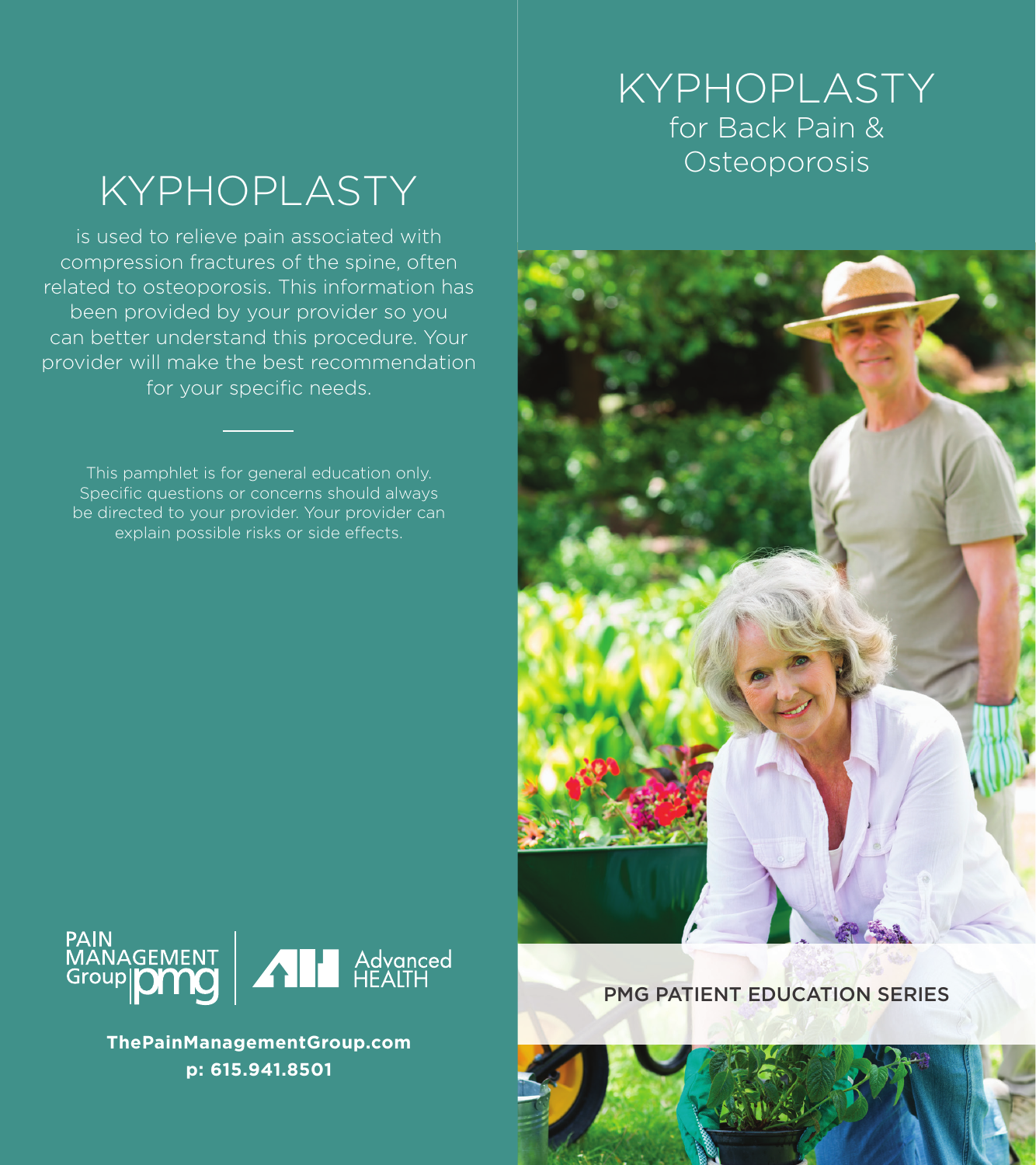# KYPHOPLASTY

is used to relieve pain associated with compression fractures of the spine, often related to osteoporosis. This information has been provided by your provider so you can better understand this procedure. Your provider will make the best recommendation for your specific needs.

This pamphlet is for general education only. Specific questions or concerns should always be directed to your provider. Your provider can explain possible risks or side effects.

PAIN MANAGEMENT Group pmg | Advanced HEALTH

**ThePainManagementGroup.com**
**p: 615.941.8501**

# KYPHOPLASTY
## for Back Pain & Osteoporosis

PMG PATIENT EDUCATION SERIES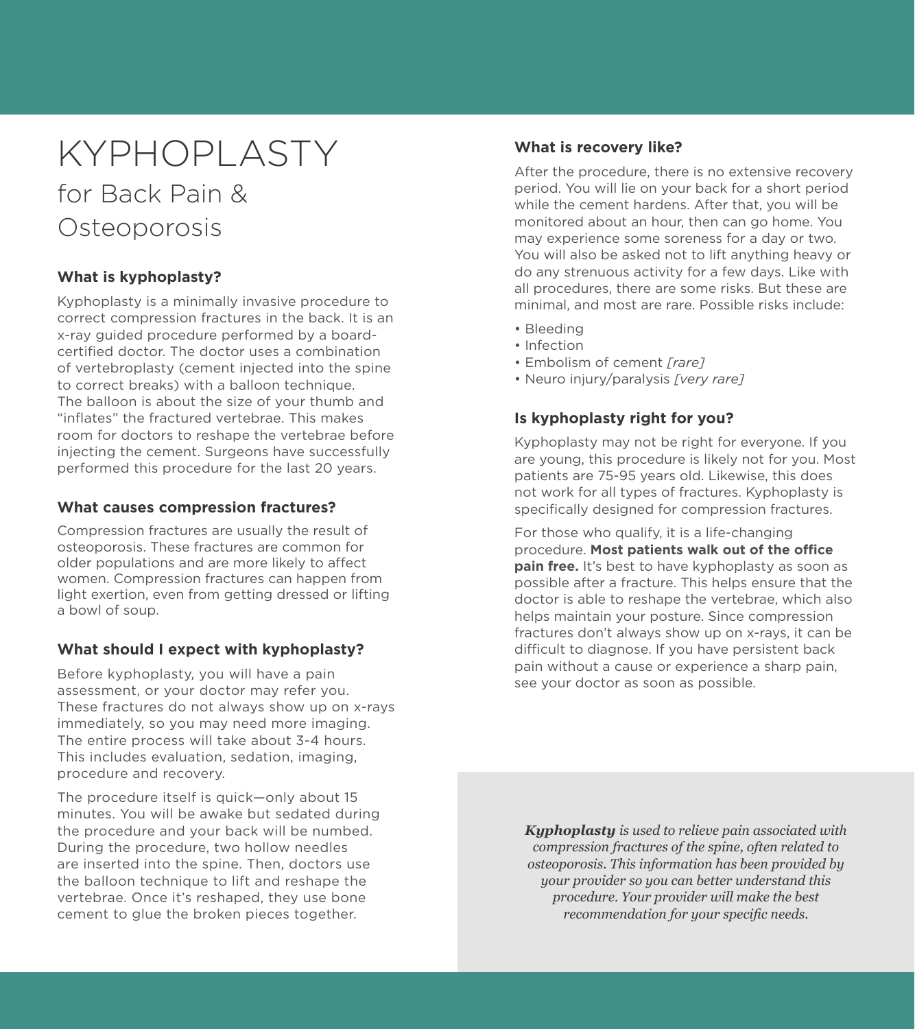# KYPHOPLASTY

## for Back Pain & Osteoporosis

### What is kyphoplasty?

Kyphoplasty is a minimally invasive procedure to correct compression fractures in the back. It is an x-ray guided procedure performed by a board-certified doctor. The doctor uses a combination of vertebroplasty (cement injected into the spine to correct breaks) with a balloon technique. The balloon is about the size of your thumb and "inflates" the fractured vertebrae. This makes room for doctors to reshape the vertebrae before injecting the cement. Surgeons have successfully performed this procedure for the last 20 years.

### What causes compression fractures?

Compression fractures are usually the result of osteoporosis. These fractures are common for older populations and are more likely to affect women. Compression fractures can happen from light exertion, even from getting dressed or lifting a bowl of soup.

### What should I expect with kyphoplasty?

Before kyphoplasty, you will have a pain assessment, or your doctor may refer you. These fractures do not always show up on x-rays immediately, so you may need more imaging. The entire process will take about 3-4 hours. This includes evaluation, sedation, imaging, procedure and recovery.

The procedure itself is quick—only about 15 minutes. You will be awake but sedated during the procedure and your back will be numbed. During the procedure, two hollow needles are inserted into the spine. Then, doctors use the balloon technique to lift and reshape the vertebrae. Once it's reshaped, they use bone cement to glue the broken pieces together.

### What is recovery like?

After the procedure, there is no extensive recovery period. You will lie on your back for a short period while the cement hardens. After that, you will be monitored about an hour, then can go home. You may experience some soreness for a day or two. You will also be asked not to lift anything heavy or do any strenuous activity for a few days. Like with all procedures, there are some risks. But these are minimal, and most are rare. Possible risks include:

- Bleeding
- Infection
- Embolism of cement *[rare]*
- Neuro injury/paralysis *[very rare]*

### Is kyphoplasty right for you?

Kyphoplasty may not be right for everyone. If you are young, this procedure is likely not for you. Most patients are 75-95 years old. Likewise, this does not work for all types of fractures. Kyphoplasty is specifically designed for compression fractures.

For those who qualify, it is a life-changing procedure. **Most patients walk out of the office pain free.** It's best to have kyphoplasty as soon as possible after a fracture. This helps ensure that the doctor is able to reshape the vertebrae, which also helps maintain your posture. Since compression fractures don't always show up on x-rays, it can be difficult to diagnose. If you have persistent back pain without a cause or experience a sharp pain, see your doctor as soon as possible.

***Kyphoplasty*** *is used to relieve pain associated with compression fractures of the spine, often related to osteoporosis. This information has been provided by your provider so you can better understand this procedure. Your provider will make the best recommendation for your specific needs.*